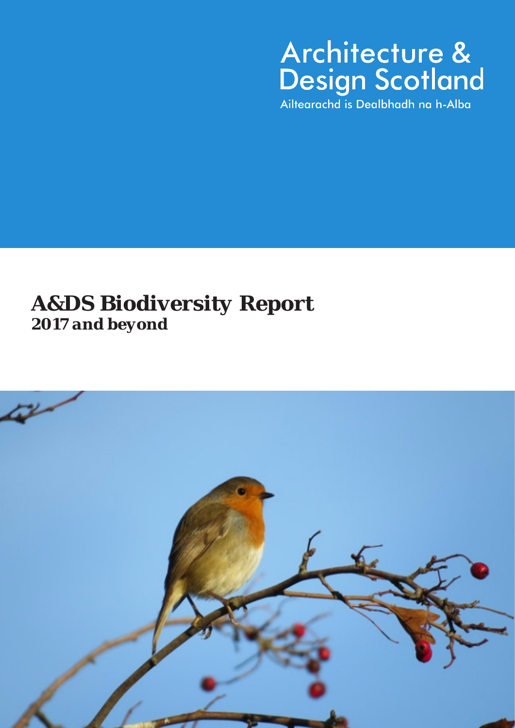Architecture & Design Scotland

Ailtearachd is Dealbhadh na h-Alba

# A&DS Biodiversity Report

## 2017 and beyond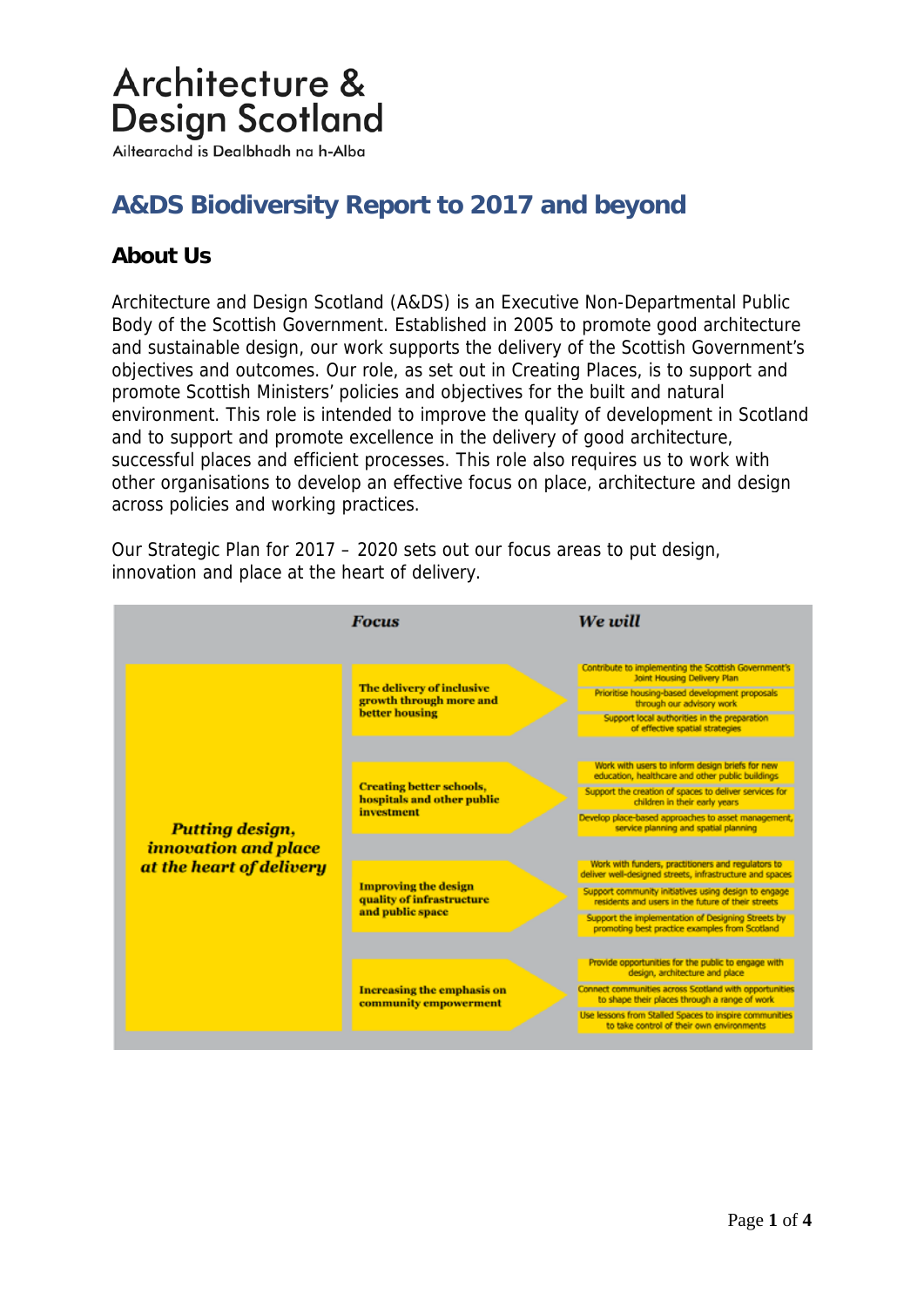# Architecture & Design Scotland

Ailtearachd is Dealbhadh na h-Alba

## A&DS Biodiversity Report to 2017 and beyond

### About Us

Architecture and Design Scotland (A&DS) is an Executive Non-Departmental Public Body of the Scottish Government. Established in 2005 to promote good architecture and sustainable design, our work supports the delivery of the Scottish Government's objectives and outcomes. Our role, as set out in Creating Places, is to support and promote Scottish Ministers' policies and objectives for the built and natural environment. This role is intended to improve the quality of development in Scotland and to support and promote excellence in the delivery of good architecture, successful places and efficient processes. This role also requires us to work with other organisations to develop an effective focus on place, architecture and design across policies and working practices.

Our Strategic Plan for 2017 – 2020 sets out our focus areas to put design, innovation and place at the heart of delivery.

| | Focus | We will |
|---|---|---|
| *Putting design, innovation and place at the heart of delivery* | The delivery of inclusive growth through more and better housing | Contribute to implementing the Scottish Government's Joint Housing Delivery Plan<br>Prioritise housing-based development proposals through our advisory work<br>Support local authorities in the preparation of effective spatial strategies |
| | Creating better schools, hospitals and other public investment | Work with users to inform design briefs for new education, healthcare and other public buildings<br>Support the creation of spaces to deliver services for children in their early years<br>Develop place-based approaches to asset management, service planning and spatial planning |
| | Improving the design quality of infrastructure and public space | Work with funders, practitioners and regulators to deliver well-designed streets, infrastructure and spaces<br>Support community initiatives using design to engage residents and users in the future of their streets<br>Support the implementation of Designing Streets by promoting best practice examples from Scotland |
| | Increasing the emphasis on community empowerment | Provide opportunities for the public to engage with design, architecture and place<br>Connect communities across Scotland with opportunities to shape their places through a range of work<br>Use lessons from Stalled Spaces to inspire communities to take control of their own environments |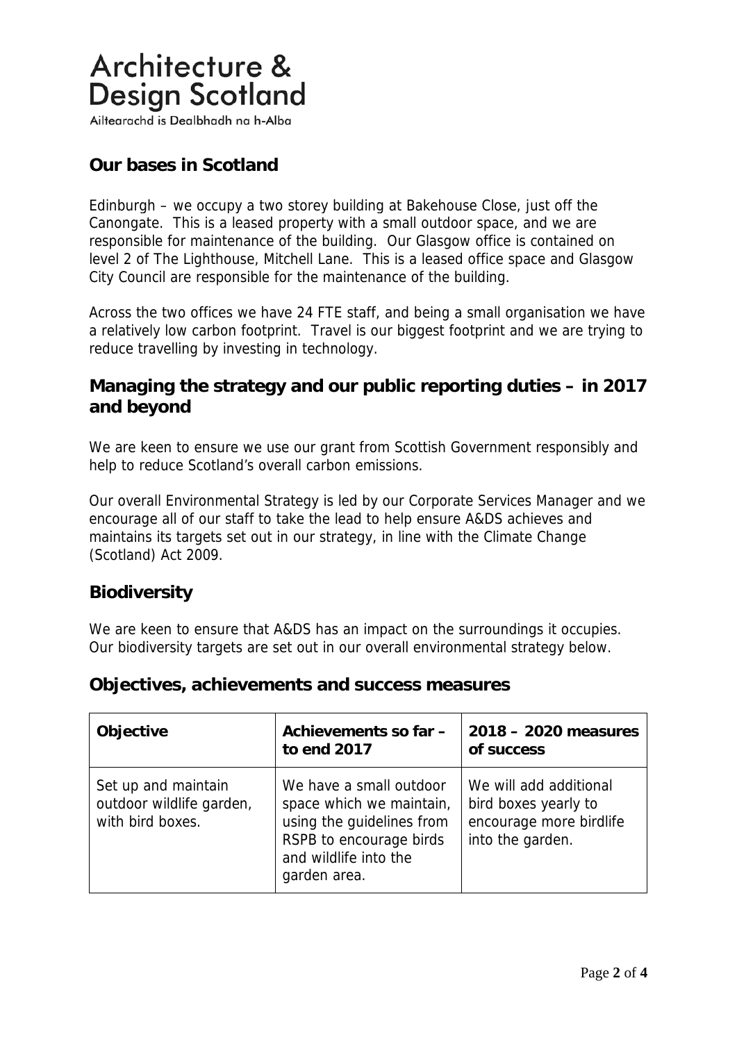# Architecture & Design Scotland

Ailtearachd is Dealbhadh na h-Alba

## Our bases in Scotland

Edinburgh – we occupy a two storey building at Bakehouse Close, just off the Canongate. This is a leased property with a small outdoor space, and we are responsible for maintenance of the building. Our Glasgow office is contained on level 2 of The Lighthouse, Mitchell Lane. This is a leased office space and Glasgow City Council are responsible for the maintenance of the building.

Across the two offices we have 24 FTE staff, and being a small organisation we have a relatively low carbon footprint. Travel is our biggest footprint and we are trying to reduce travelling by investing in technology.

## Managing the strategy and our public reporting duties – in 2017 and beyond

We are keen to ensure we use our grant from Scottish Government responsibly and help to reduce Scotland's overall carbon emissions.

Our overall Environmental Strategy is led by our Corporate Services Manager and we encourage all of our staff to take the lead to help ensure A&DS achieves and maintains its targets set out in our strategy, in line with the Climate Change (Scotland) Act 2009.

## Biodiversity

We are keen to ensure that A&DS has an impact on the surroundings it occupies. Our biodiversity targets are set out in our overall environmental strategy below.

## Objectives, achievements and success measures

| Objective | Achievements so far – to end 2017 | 2018 – 2020 measures of success |
|---|---|---|
| Set up and maintain outdoor wildlife garden, with bird boxes. | We have a small outdoor space which we maintain, using the guidelines from RSPB to encourage birds and wildlife into the garden area. | We will add additional bird boxes yearly to encourage more birdlife into the garden. |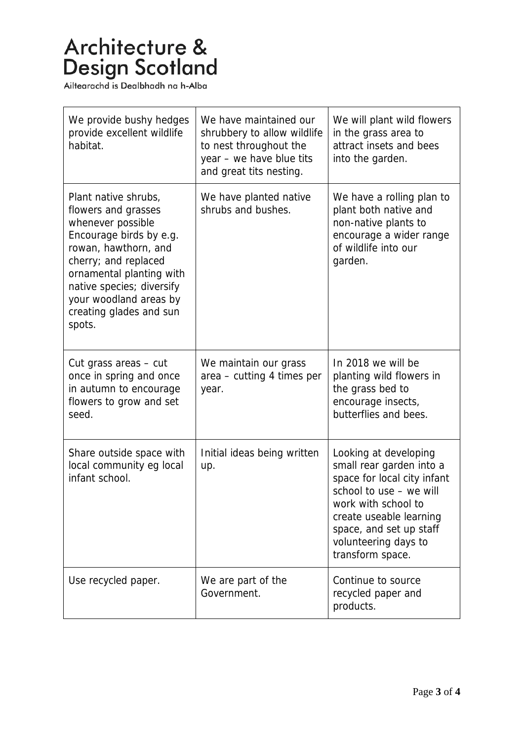| We provide bushy hedges provide excellent wildlife habitat. | We have maintained our shrubbery to allow wildlife to nest throughout the year – we have blue tits and great tits nesting. | We will plant wild flowers in the grass area to attract insets and bees into the garden. |
|---|---|---|
| Plant native shrubs, flowers and grasses whenever possible Encourage birds by e.g. rowan, hawthorn, and cherry; and replaced ornamental planting with native species; diversify your woodland areas by creating glades and sun spots. | We have planted native shrubs and bushes. | We have a rolling plan to plant both native and non-native plants to encourage a wider range of wildlife into our garden. |
| Cut grass areas – cut once in spring and once in autumn to encourage flowers to grow and set seed. | We maintain our grass area – cutting 4 times per year. | In 2018 we will be planting wild flowers in the grass bed to encourage insects, butterflies and bees. |
| Share outside space with local community eg local infant school. | Initial ideas being written up. | Looking at developing small rear garden into a space for local city infant school to use – we will work with school to create useable learning space, and set up staff volunteering days to transform space. |
| Use recycled paper. | We are part of the Government. | Continue to source recycled paper and products. |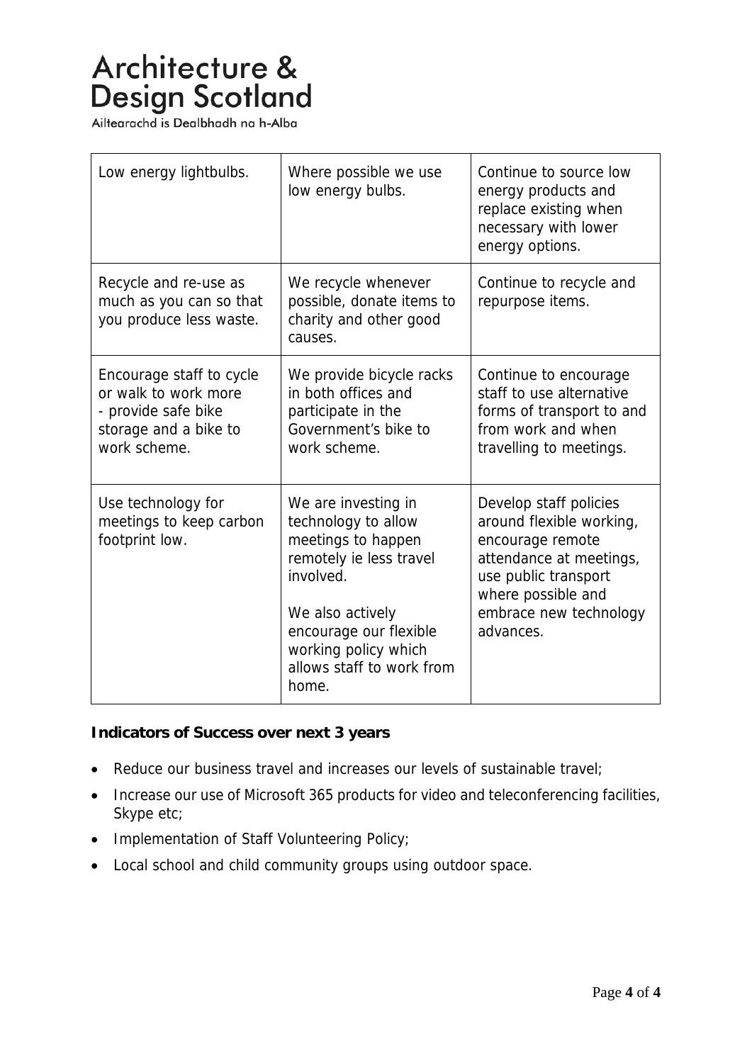| | | |
|---|---|---|
| Low energy lightbulbs. | Where possible we use low energy bulbs. | Continue to source low energy products and replace existing when necessary with lower energy options. |
| Recycle and re-use as much as you can so that you produce less waste. | We recycle whenever possible, donate items to charity and other good causes. | Continue to recycle and repurpose items. |
| Encourage staff to cycle or walk to work more - provide safe bike storage and a bike to work scheme. | We provide bicycle racks in both offices and participate in the Government's bike to work scheme. | Continue to encourage staff to use alternative forms of transport to and from work and when travelling to meetings. |
| Use technology for meetings to keep carbon footprint low. | We are investing in technology to allow meetings to happen remotely ie less travel involved.<br><br>We also actively encourage our flexible working policy which allows staff to work from home. | Develop staff policies around flexible working, encourage remote attendance at meetings, use public transport where possible and embrace new technology advances. |

**Indicators of Success over next 3 years**

- Reduce our business travel and increases our levels of sustainable travel;
- Increase our use of Microsoft 365 products for video and teleconferencing facilities, Skype etc;
- Implementation of Staff Volunteering Policy;
- Local school and child community groups using outdoor space.